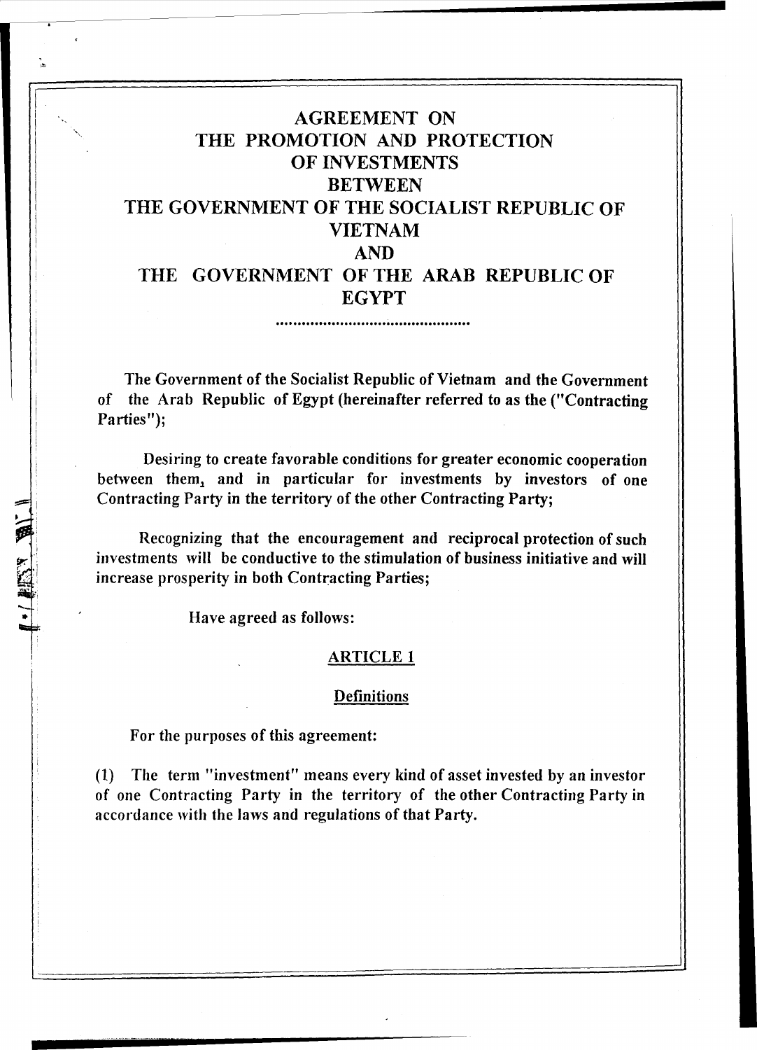# AGREEMENT ON THE PROMOTION AND PROTECTION OF INVESTMENTS BETWEEN THE GOVERNMENT OF THE SOCIALIST REPUBLIC OF VIETNAM AND THE GOVERNMENT OF THE ARAB REPUBLIC OF EGYPT

...............................................

The Government of the Socialist Republic of Vietnam and the Government of the Arab Republic of Egypt (hereinafter referred to as the ("Contracting Parties");

Desiring to create favorable conditions for greater economic cooperation between them, and in particular for investments by investors of one Contracting Party in the territory of the other Contracting Party;

Recognizing that the encouragement and reciprocal protection of such investments will be conductive to the stimulation of business initiative and will increase prosperity in both Contracting Parties;

Have agreed as follows:

## ARTICLE 1

### Definitions

For the purposes of this agreement:

(1) The term "investment" means every kind of asset invested by an investor of one Contracting Party in the territory of the other Contracting Party in accordance with the laws and regulations of that Party.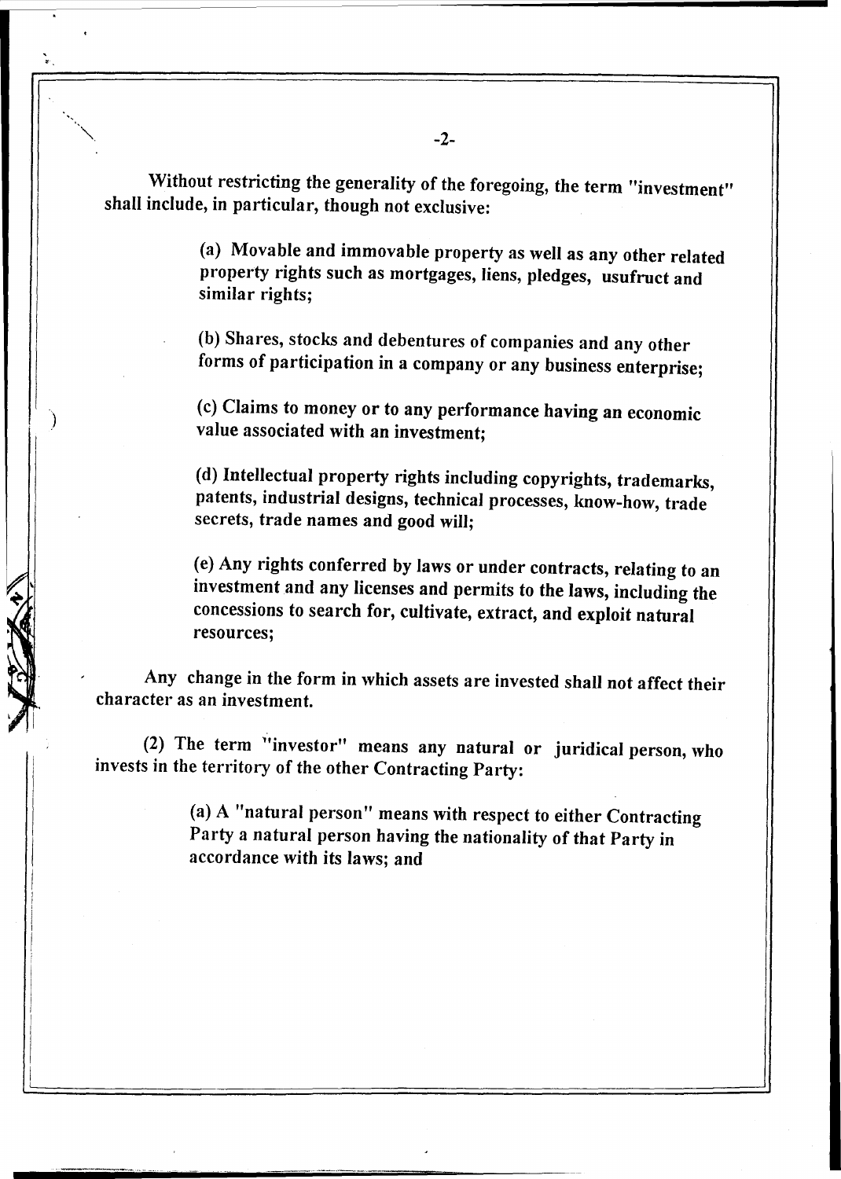Without restricting the generality of the foregoing, the term "investment" shall include, in particular, though not exclusive:

(a) Movable and immovable property as well as any other related property rights such as mortgages, liens, pledges, usufruct and similar rights;

(b) Shares, stocks and debentures of companies and any other forms of participation in a company or any business enterprise;

(c) Claims to money or to any performance having an economic value associated with an investment;

(d) Intellectual property rights including copyrights, trademarks, patents, industrial designs, technical processes, know-how, trade secrets, trade names and good will;

(e) Any rights conferred by laws or under contracts, relating to an investment and any licenses and permits to the laws, including the concessions to search for, cultivate, extract, and exploit natural resources;

Any change in the form in which assets are invested shall not affect their character as an investment.

(2) The term "investor" means any natural or juridical person, who invests in the territory of the other Contracting Party:

(a) A "natural person" means with respect to either Contracting Party a natural person having the nationality of that Party in accordance with its laws; and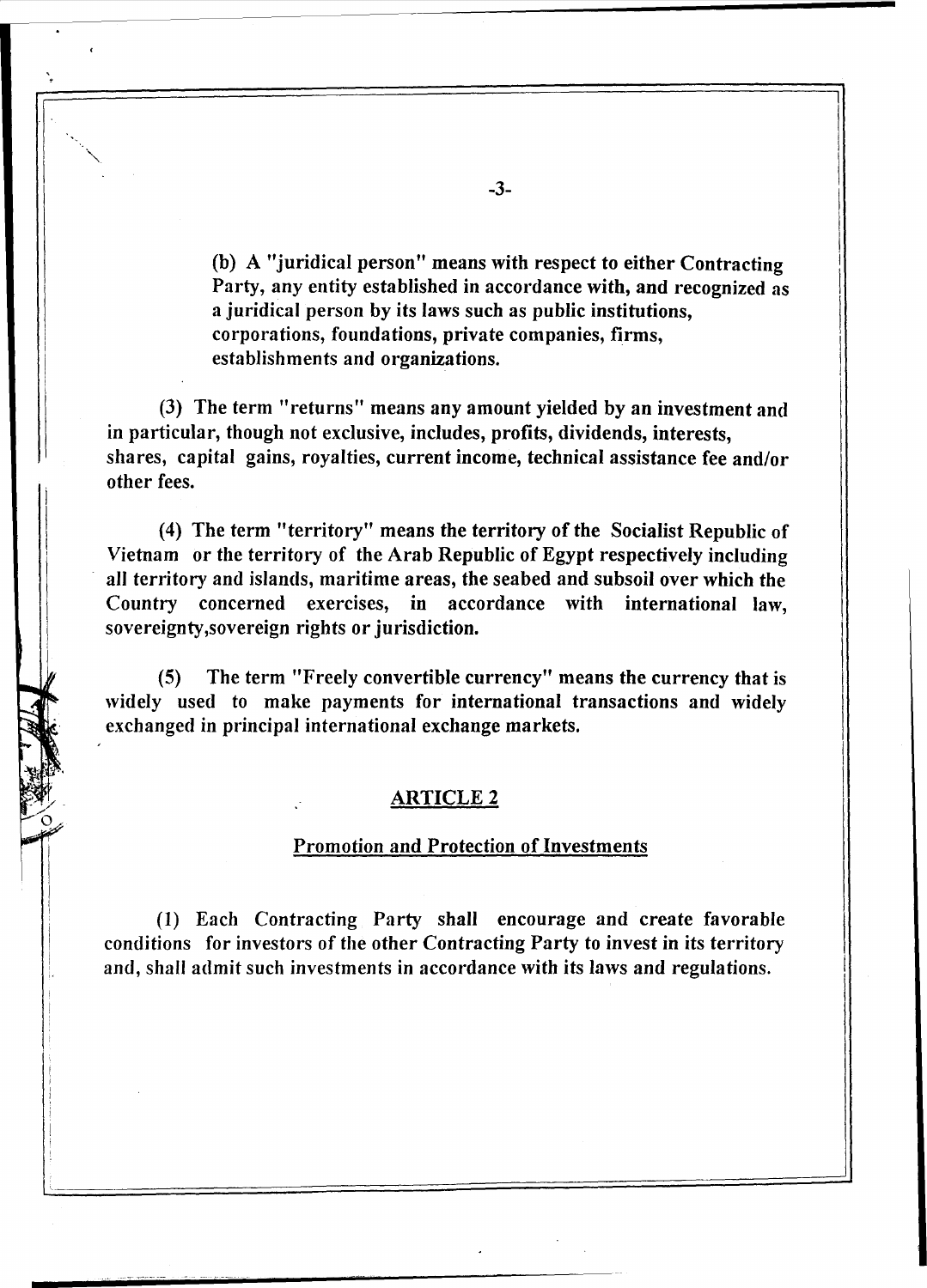**(b) A "juridical person" means with respect to either Contracting Party, any entity established in accordance with, and recognized as a juridical person by its laws such as public institutions, corporations, foundations, private companies, firms, establishments and organizations.**

**(3) The term "returns" means any amount yielded by an investment and in particular, though not exclusive, includes, profits, dividends, interests, shares, capital gains, royalties, current income, technical assistance fee and/or other fees.**

**(4) The term "territory" means the territory of the Socialist Republic of Vietnam or the territory of the Arab Republic of Egypt respectively including all territory and islands, maritime areas, the seabed and subsoil over which the Country concerned exercises, in accordance with international law, sovereignty,sovereign rights or jurisdiction.**

**(5) The term "Freely convertible currency" means the currency that is widely used to make payments for international transactions and widely exchanged in principal international exchange markets.**

## ARTICLE 2

### Promotion and Protection of Investments

**(1) Each Contracting Party shall encourage and create favorable conditions for investors of the other Contracting Party to invest in its territory and, shall admit such investments in accordance with its laws and regulations.**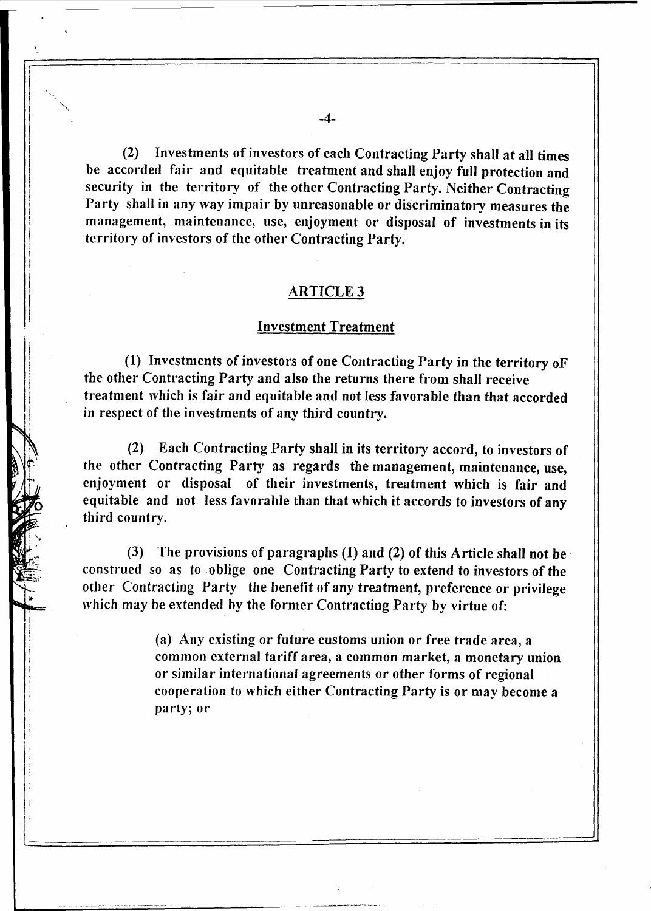(2) Investments of investors of each Contracting Party shall at all times be accorded fair and equitable treatment and shall enjoy full protection and security in the territory of the other Contracting Party. Neither Contracting Party shall in any way impair by unreasonable or discriminatory measures the management, maintenance, use, enjoyment or disposal of investments in its territory of investors of the other Contracting Party.

## ARTICLE 3

### Investment Treatment

(1) Investments of investors of one Contracting Party in the territory oF the other Contracting Party and also the returns there from shall receive treatment which is fair and equitable and not less favorable than that accorded in respect of the investments of any third country.

(2) Each Contracting Party shall in its territory accord, to investors of the other Contracting Party as regards the management, maintenance, use, enjoyment or disposal of their investments, treatment which is fair and equitable and not less favorable than that which it accords to investors of any third country.

(3) The provisions of paragraphs (1) and (2) of this Article shall not be construed so as to oblige one Contracting Party to extend to investors of the other Contracting Party the benefit of any treatment, preference or privilege which may be extended by the former Contracting Party by virtue of:

(a) Any existing or future customs union or free trade area, a common external tariff area, a common market, a monetary union or similar international agreements or other forms of regional cooperation to which either Contracting Party is or may become a party; or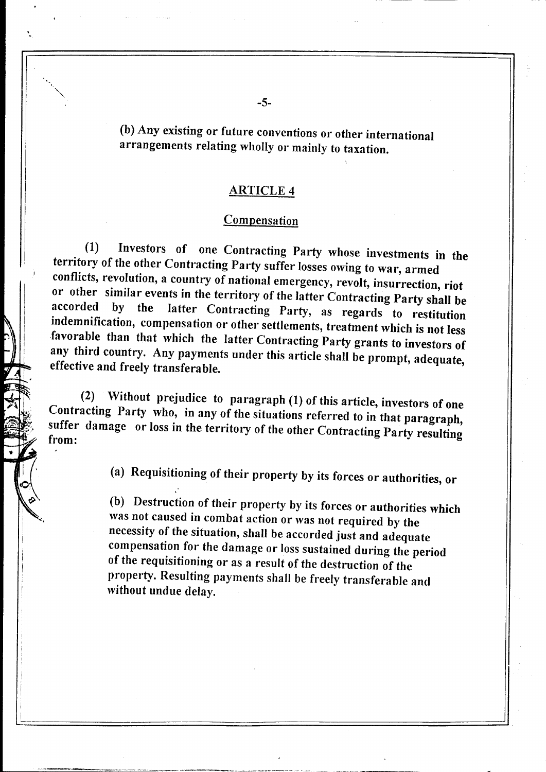(b) Any existing or future conventions or other international arrangements relating wholly or mainly to taxation.

## ARTICLE 4

### Compensation

(1) Investors of one Contracting Party whose investments in the territory of the other Contracting Party suffer losses owing to war, armed conflicts, revolution, a country of national emergency, revolt, insurrection, riot or other similar events in the territory of the latter Contracting Party shall be accorded by the latter Contracting Party, as regards to restitution indemnification, compensation or other settlements, treatment which is not less favorable than that which the latter Contracting Party grants to investors of any third country. Any payments under this article shall be prompt, adequate, effective and freely transferable.

(2) Without prejudice to paragraph (1) of this article, investors of one Contracting Party who, in any of the situations referred to in that paragraph, suffer damage or loss in the territory of the other Contracting Party resulting from:

(a) Requisitioning of their property by its forces or authorities, or

(b) Destruction of their property by its forces or authorities which was not caused in combat action or was not required by the necessity of the situation, shall be accorded just and adequate compensation for the damage or loss sustained during the period of the requisitioning or as a result of the destruction of the property. Resulting payments shall be freely transferable and without undue delay.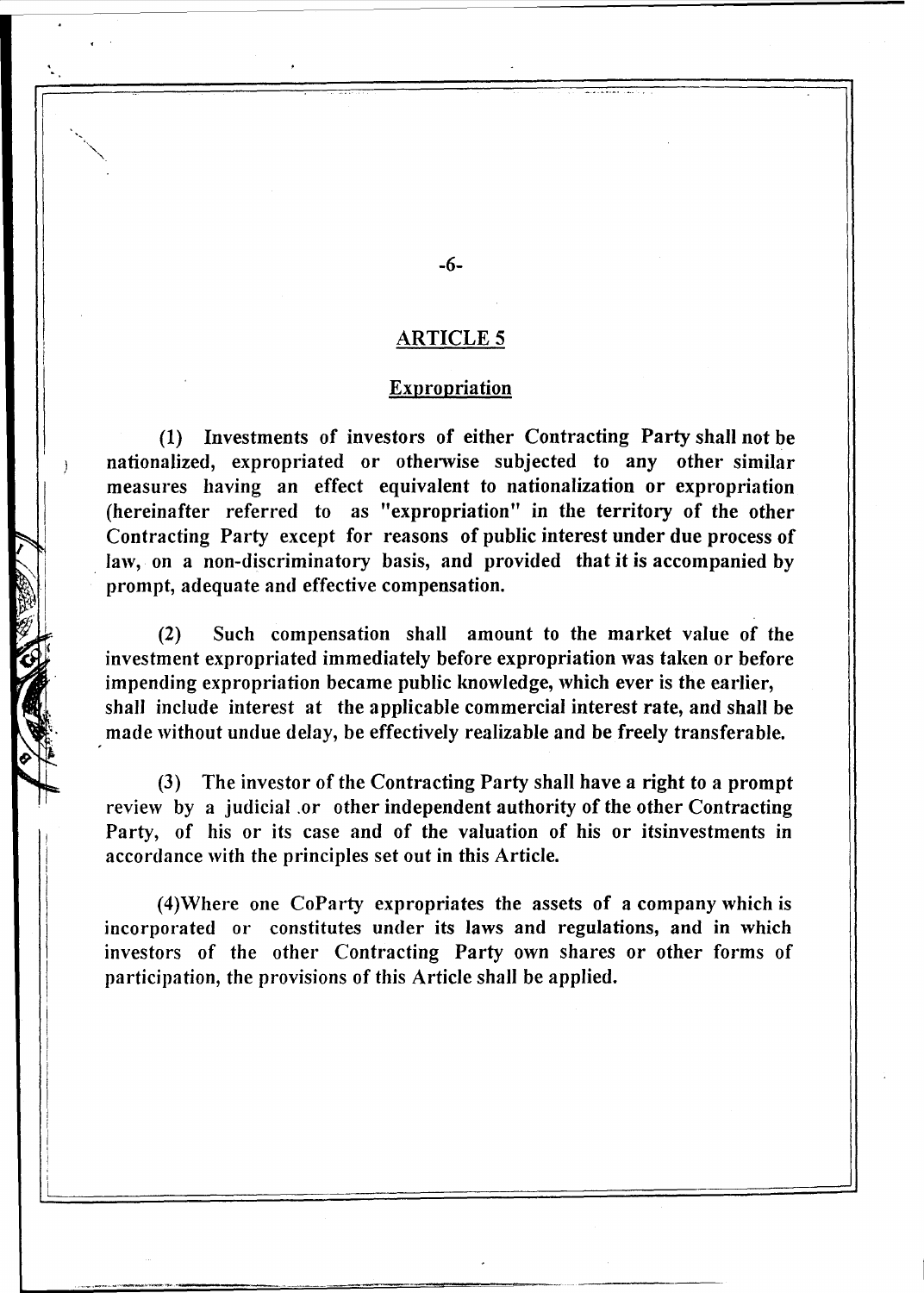## ARTICLE 5

### Expropriation

(1) Investments of investors of either Contracting Party shall not be nationalized, expropriated or otherwise subjected to any other similar measures having an effect equivalent to nationalization or expropriation (hereinafter referred to as "expropriation" in the territory of the other Contracting Party except for reasons of public interest under due process of law, on a non-discriminatory basis, and provided that it is accompanied by prompt, adequate and effective compensation.

(2) Such compensation shall amount to the market value of the investment expropriated immediately before expropriation was taken or before impending expropriation became public knowledge, which ever is the earlier, shall include interest at the applicable commercial interest rate, and shall be made without undue delay, be effectively realizable and be freely transferable.

(3) The investor of the Contracting Party shall have a right to a prompt review by a judicial .or other independent authority of the other Contracting Party, of his or its case and of the valuation of his or itsinvestments in accordance with the principles set out in this Article.

(4)Where one CoParty expropriates the assets of a company which is incorporated or constitutes under its laws and regulations, and in which investors of the other Contracting Party own shares or other forms of participation, the provisions of this Article shall be applied.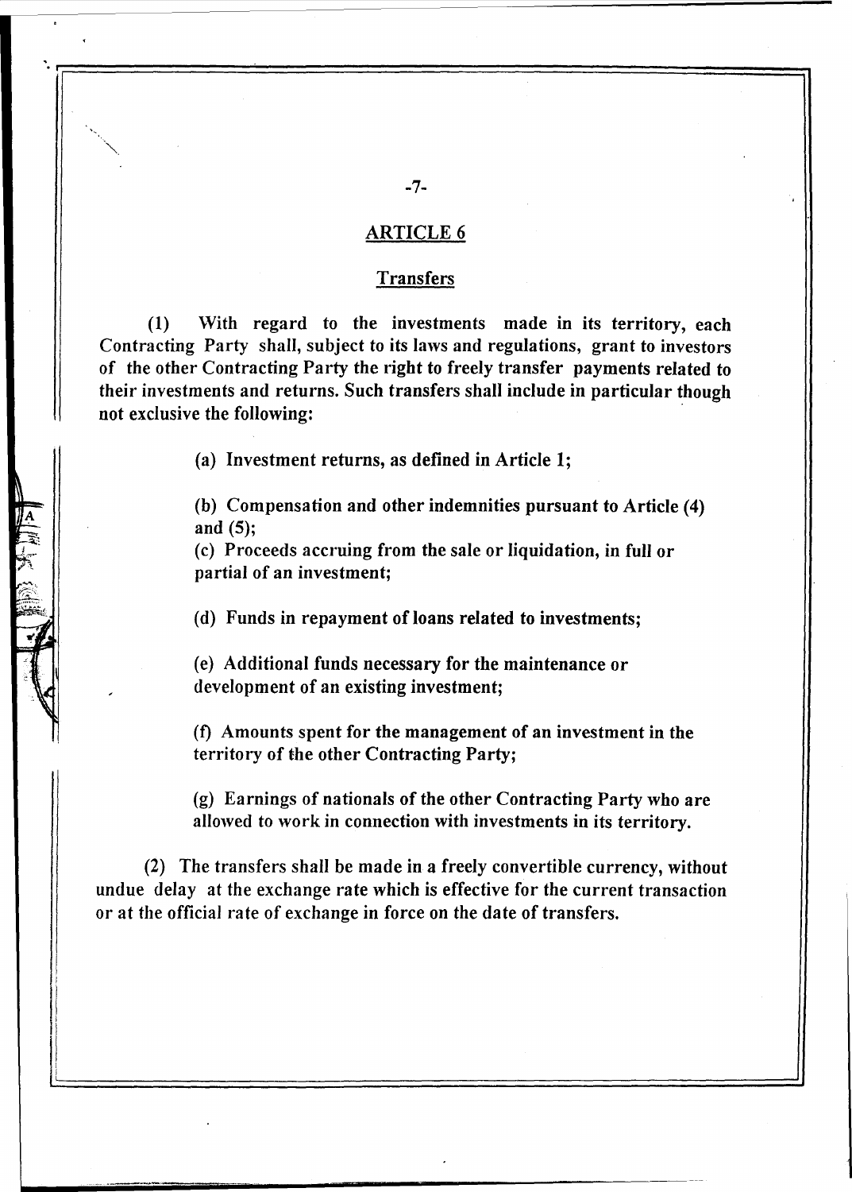## ARTICLE 6

### Transfers

(1) With regard to the investments made in its territory, each Contracting Party shall, subject to its laws and regulations, grant to investors of the other Contracting Party the right to freely transfer payments related to their investments and returns. Such transfers shall include in particular though not exclusive the following:

(a) Investment returns, as defined in Article 1;

(b) Compensation and other indemnities pursuant to Article (4) and (5);

(c) Proceeds accruing from the sale or liquidation, in full or partial of an investment;

(d) Funds in repayment of loans related to investments;

(e) Additional funds necessary for the maintenance or development of an existing investment;

(f) Amounts spent for the management of an investment in the territory of the other Contracting Party;

(g) Earnings of nationals of the other Contracting Party who are allowed to work in connection with investments in its territory.

(2) The transfers shall be made in a freely convertible currency, without undue delay at the exchange rate which is effective for the current transaction or at the official rate of exchange in force on the date of transfers.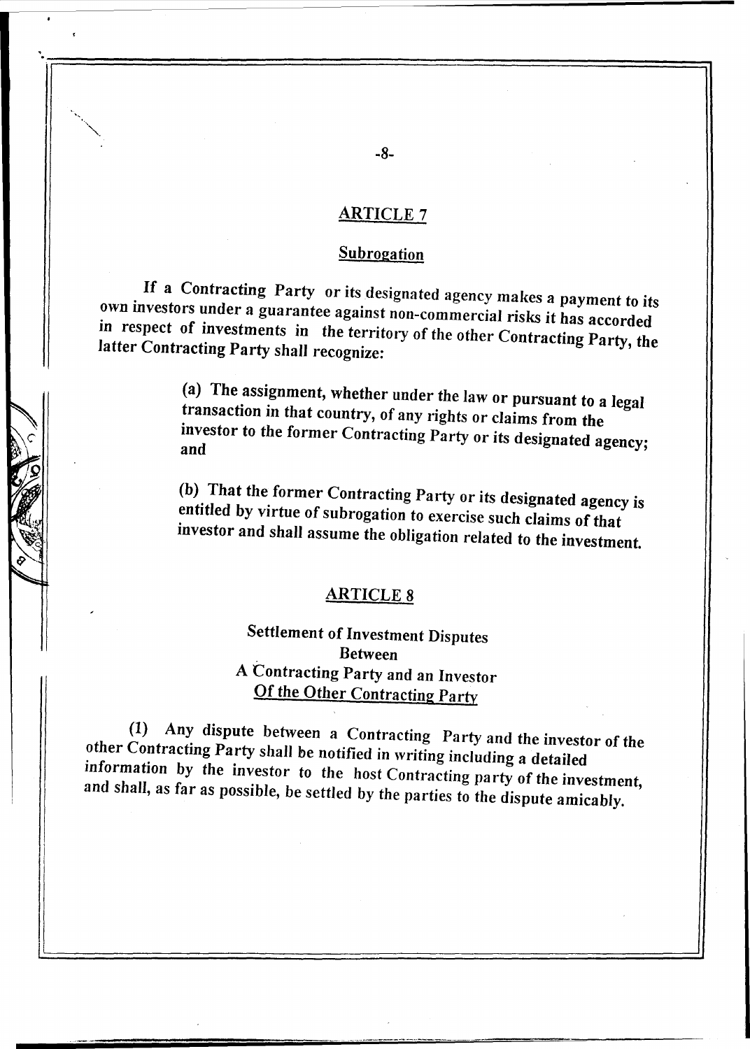## ARTICLE 7

### Subrogation

If a Contracting Party or its designated agency makes a payment to its own investors under a guarantee against non-commercial risks it has accorded in respect of investments in the territory of the other Contracting Party, the latter Contracting Party shall recognize:

(a) The assignment, whether under the law or pursuant to a legal transaction in that country, of any rights or claims from the investor to the former Contracting Party or its designated agency; and

(b) That the former Contracting Party or its designated agency is entitled by virtue of subrogation to exercise such claims of that investor and shall assume the obligation related to the investment.

## ARTICLE 8

### Settlement of Investment Disputes Between A Contracting Party and an Investor Of the Other Contracting Party

(1) Any dispute between a Contracting Party and the investor of the other Contracting Party shall be notified in writing including a detailed information by the investor to the host Contracting party of the investment, and shall, as far as possible, be settled by the parties to the dispute amicably.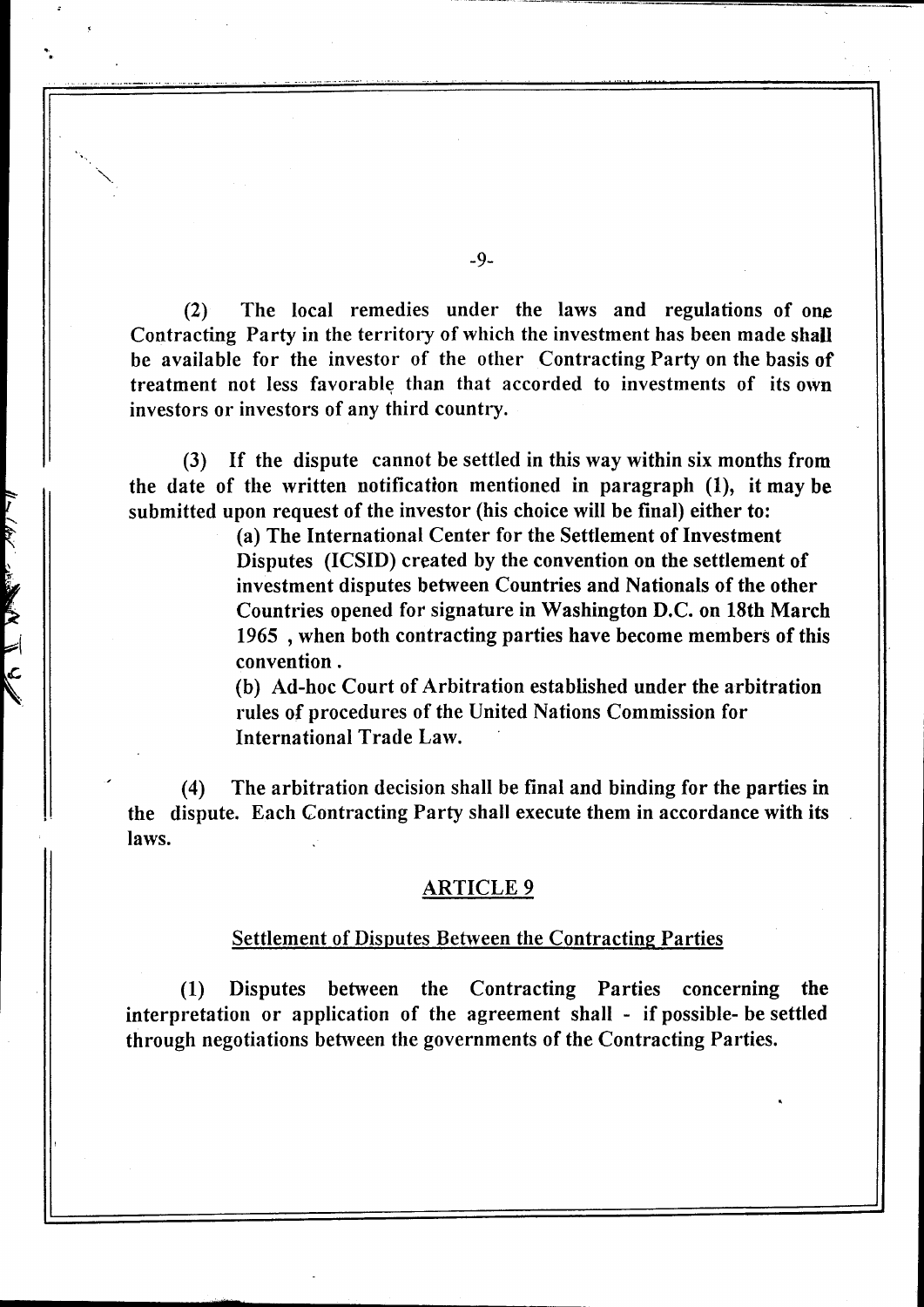(2) The local remedies under the laws and regulations of one Contracting Party in the territory of which the investment has been made shall be available for the investor of the other Contracting Party on the basis of treatment not less favorable than that accorded to investments of its own investors or investors of any third country.

(3) If the dispute cannot be settled in this way within six months from the date of the written notification mentioned in paragraph (1), it may be submitted upon request of the investor (his choice will be final) either to:

**(a) The International Center for the Settlement of Investment Disputes (ICSID) created by the convention on the settlement of investment disputes between Countries and Nationals of the other Countries opened for signature in Washington D.C. on 18th March 1965 , when both contracting parties have become members of this convention .**

**(b) Ad-hoc Court of Arbitration established under the arbitration rules of procedures of the United Nations Commission for International Trade Law.**

(4) The arbitration decision shall be final and binding for the parties in the dispute. Each Contracting Party shall execute them in accordance with its laws.

## ARTICLE 9

### Settlement of Disputes Between the Contracting Parties

(1) Disputes between the Contracting Parties concerning the interpretation or application of the agreement shall - if possible- be settled through negotiations between the governments of the Contracting Parties.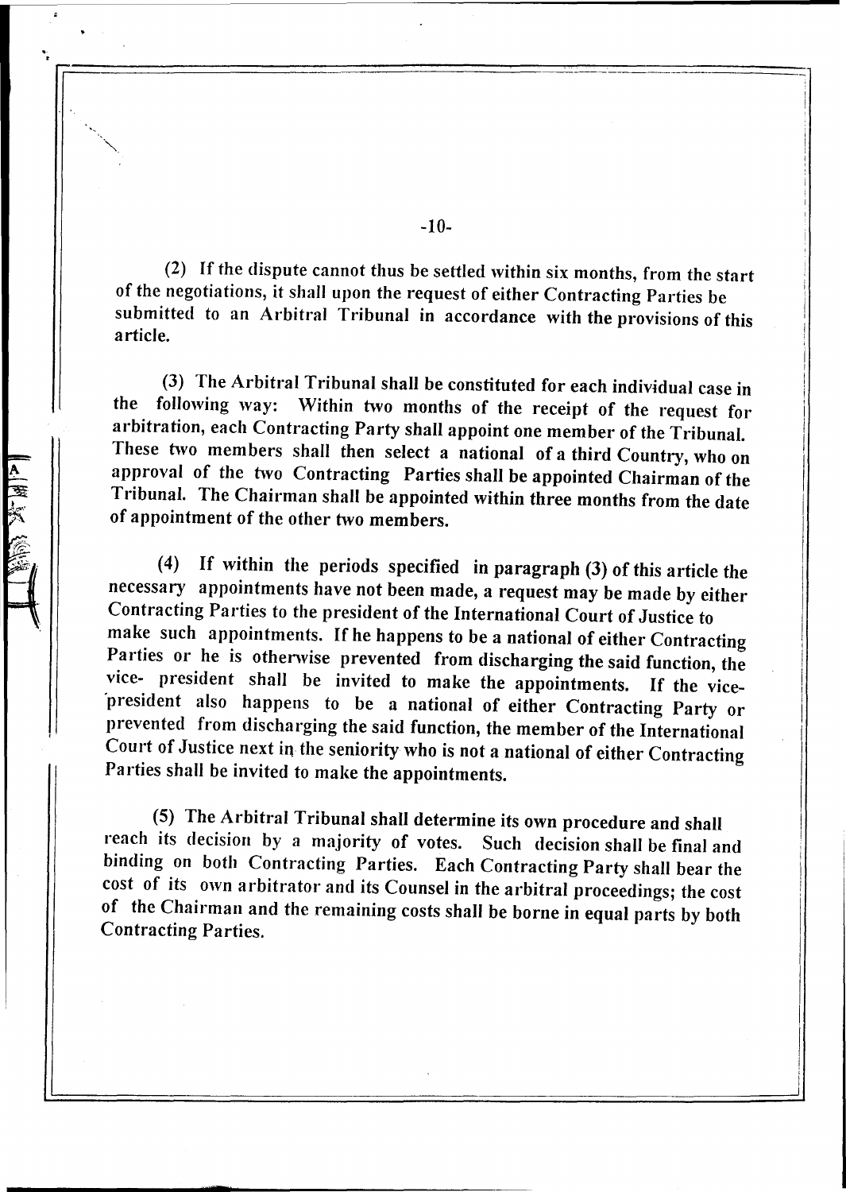(2) If the dispute cannot thus be settled within six months, from the start of the negotiations, it shall upon the request of either Contracting Parties be submitted to an Arbitral Tribunal in accordance with the provisions of this article.

(3) The Arbitral Tribunal shall be constituted for each individual case in the following way: Within two months of the receipt of the request for arbitration, each Contracting Party shall appoint one member of the Tribunal. These two members shall then select a national of a third Country, who on approval of the two Contracting Parties shall be appointed Chairman of the Tribunal. The Chairman shall be appointed within three months from the date of appointment of the other two members.

(4) If within the periods specified in paragraph (3) of this article the necessary appointments have not been made, a request may be made by either Contracting Parties to the president of the International Court of Justice to make such appointments. If he happens to be a national of either Contracting Parties or he is otherwise prevented from discharging the said function, the vice- president shall be invited to make the appointments. If the vice-president also happens to be a national of either Contracting Party or prevented from discharging the said function, the member of the International Court of Justice next in the seniority who is not a national of either Contracting Parties shall be invited to make the appointments.

(5) The Arbitral Tribunal shall determine its own procedure and shall reach its decision by a majority of votes. Such decision shall be final and binding on both Contracting Parties. Each Contracting Party shall bear the cost of its own arbitrator and its Counsel in the arbitral proceedings; the cost of the Chairman and the remaining costs shall be borne in equal parts by both Contracting Parties.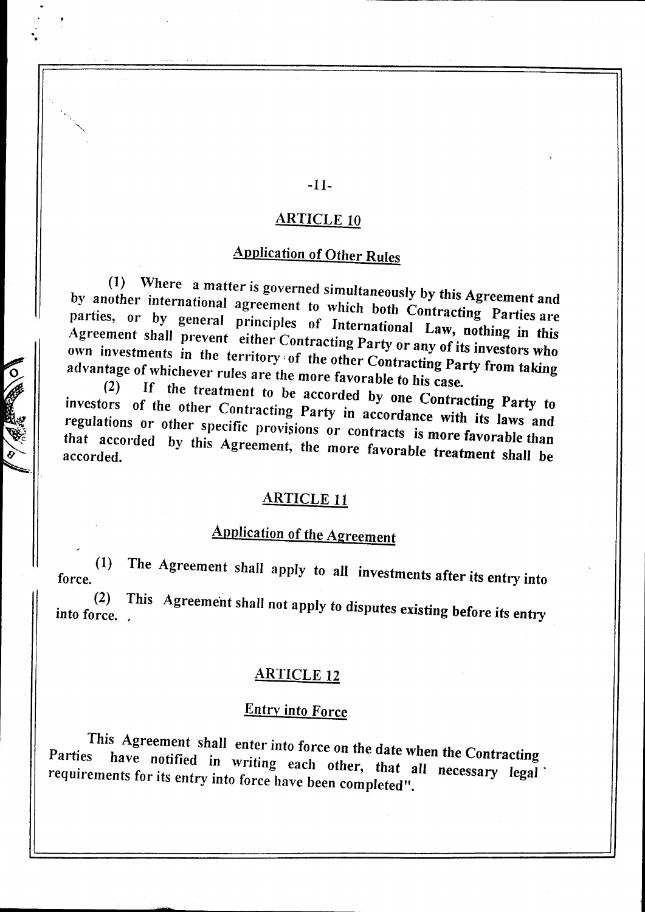## ARTICLE 10

### Application of Other Rules

(1) Where a matter is governed simultaneously by this Agreement and by another international agreement to which both Contracting Parties are parties, or by general principles of International Law, nothing in this Agreement shall prevent either Contracting Party or any of its investors who own investments in the territory of the other Contracting Party from taking advantage of whichever rules are the more favorable to his case.

(2) If the treatment to be accorded by one Contracting Party to investors of the other Contracting Party in accordance with its laws and regulations or other specific provisions or contracts is more favorable than that accorded by this Agreement, the more favorable treatment shall be accorded.

## ARTICLE 11

### Application of the Agreement

(1) The Agreement shall apply to all investments after its entry into force.

(2) This Agreement shall not apply to disputes existing before its entry into force.

## ARTICLE 12

### Entry into Force

This Agreement shall enter into force on the date when the Contracting Parties have notified in writing each other, that all necessary legal requirements for its entry into force have been completed".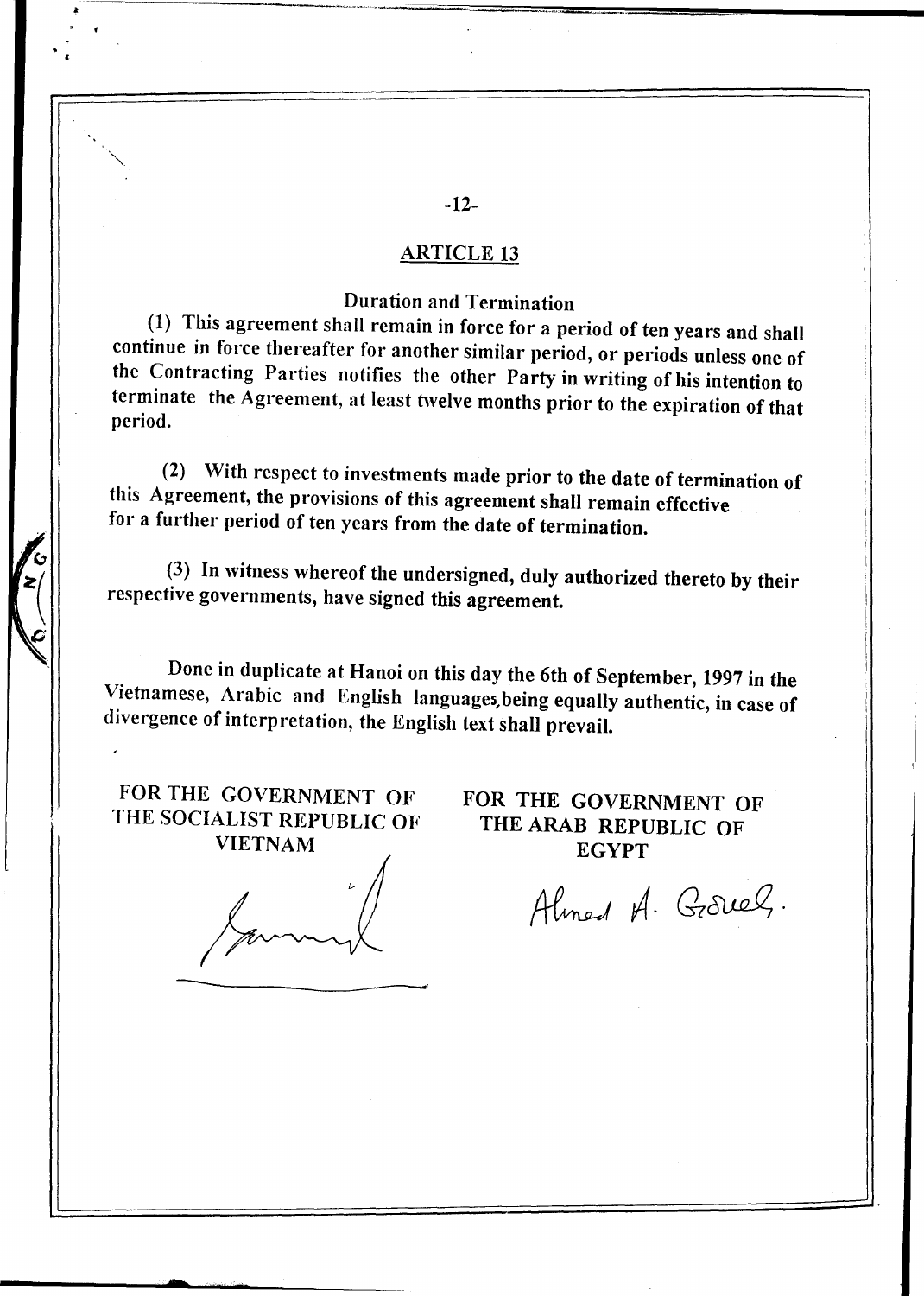## ARTICLE 13

### Duration and Termination

(1) This agreement shall remain in force for a period of ten years and shall continue in force thereafter for another similar period, or periods unless one of the Contracting Parties notifies the other Party in writing of his intention to terminate the Agreement, at least twelve months prior to the expiration of that period.

(2) With respect to investments made prior to the date of termination of this Agreement, the provisions of this agreement shall remain effective for a further period of ten years from the date of termination.

(3) In witness whereof the undersigned, duly authorized thereto by their respective governments, have signed this agreement.

Done in duplicate at Hanoi on this day the 6th of September, 1997 in the Vietnamese, Arabic and English languages, being equally authentic, in case of divergence of interpretation, the English text shall prevail.

FOR THE GOVERNMENT OF THE SOCIALIST REPUBLIC OF VIETNAM

FOR THE GOVERNMENT OF THE ARAB REPUBLIC OF EGYPT

Ahmed A. Goueli.